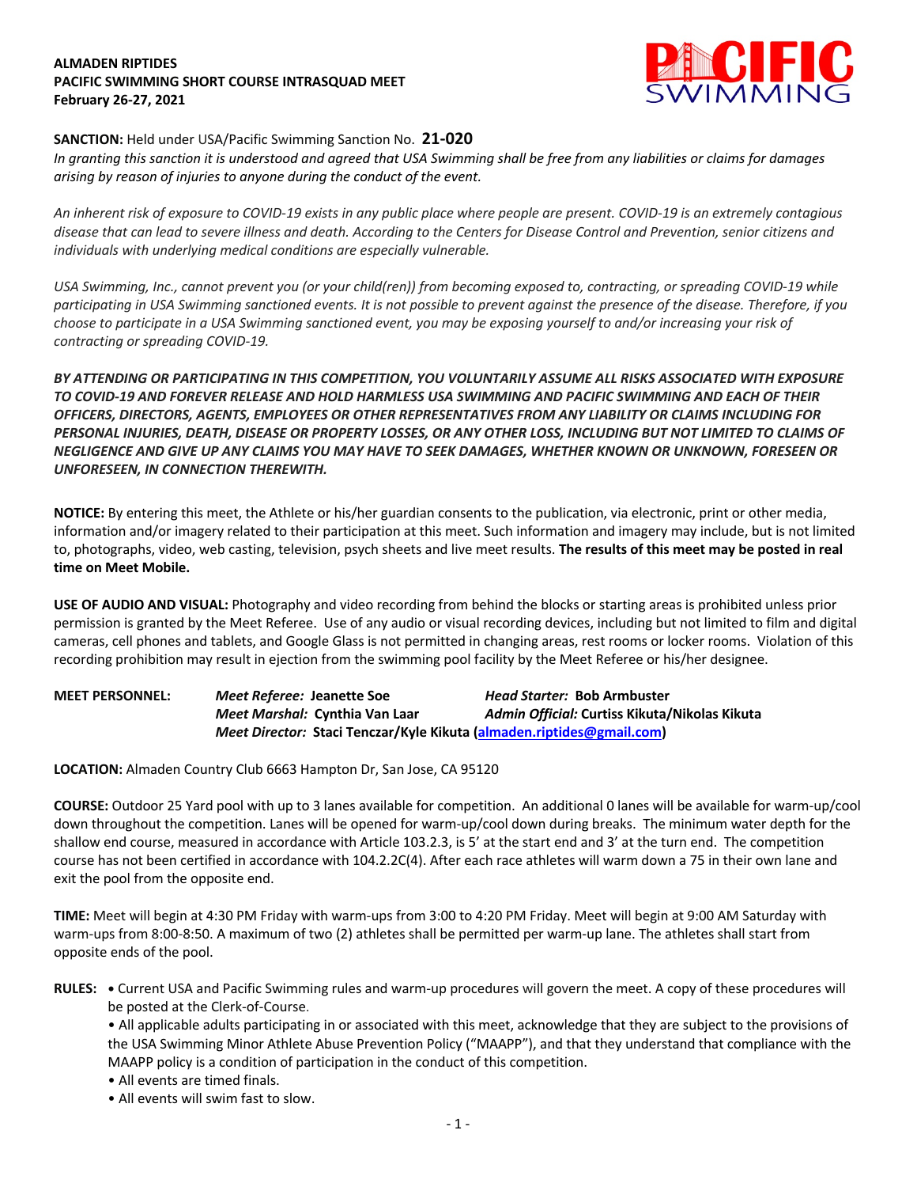**ALMADEN RIPTIDES**
**PACIFIC SWIMMING SHORT COURSE INTRASQUAD MEET**
**February 26-27, 2021**

**SANCTION:** Held under USA/Pacific Swimming Sanction No. **21-020**
*In granting this sanction it is understood and agreed that USA Swimming shall be free from any liabilities or claims for damages arising by reason of injuries to anyone during the conduct of the event.*

*An inherent risk of exposure to COVID-19 exists in any public place where people are present. COVID-19 is an extremely contagious disease that can lead to severe illness and death. According to the Centers for Disease Control and Prevention, senior citizens and individuals with underlying medical conditions are especially vulnerable.*

*USA Swimming, Inc., cannot prevent you (or your child(ren)) from becoming exposed to, contracting, or spreading COVID-19 while participating in USA Swimming sanctioned events. It is not possible to prevent against the presence of the disease. Therefore, if you choose to participate in a USA Swimming sanctioned event, you may be exposing yourself to and/or increasing your risk of contracting or spreading COVID-19.*

***BY ATTENDING OR PARTICIPATING IN THIS COMPETITION, YOU VOLUNTARILY ASSUME ALL RISKS ASSOCIATED WITH EXPOSURE TO COVID-19 AND FOREVER RELEASE AND HOLD HARMLESS USA SWIMMING AND PACIFIC SWIMMING AND EACH OF THEIR OFFICERS, DIRECTORS, AGENTS, EMPLOYEES OR OTHER REPRESENTATIVES FROM ANY LIABILITY OR CLAIMS INCLUDING FOR PERSONAL INJURIES, DEATH, DISEASE OR PROPERTY LOSSES, OR ANY OTHER LOSS, INCLUDING BUT NOT LIMITED TO CLAIMS OF NEGLIGENCE AND GIVE UP ANY CLAIMS YOU MAY HAVE TO SEEK DAMAGES, WHETHER KNOWN OR UNKNOWN, FORESEEN OR UNFORESEEN, IN CONNECTION THEREWITH.***

**NOTICE:** By entering this meet, the Athlete or his/her guardian consents to the publication, via electronic, print or other media, information and/or imagery related to their participation at this meet. Such information and imagery may include, but is not limited to, photographs, video, web casting, television, psych sheets and live meet results. **The results of this meet may be posted in real time on Meet Mobile.**

**USE OF AUDIO AND VISUAL:** Photography and video recording from behind the blocks or starting areas is prohibited unless prior permission is granted by the Meet Referee. Use of any audio or visual recording devices, including but not limited to film and digital cameras, cell phones and tablets, and Google Glass is not permitted in changing areas, rest rooms or locker rooms. Violation of this recording prohibition may result in ejection from the swimming pool facility by the Meet Referee or his/her designee.

**MEET PERSONNEL:**
*Meet Referee:* **Jeanette Soe**
*Head Starter:* **Bob Armbuster**
*Meet Marshal:* **Cynthia Van Laar**
*Admin Official:* **Curtiss Kikuta/Nikolas Kikuta**
*Meet Director:* **Staci Tenczar/Kyle Kikuta (almaden.riptides@gmail.com)**

**LOCATION:** Almaden Country Club 6663 Hampton Dr, San Jose, CA 95120

**COURSE:** Outdoor 25 Yard pool with up to 3 lanes available for competition. An additional 0 lanes will be available for warm-up/cool down throughout the competition. Lanes will be opened for warm-up/cool down during breaks. The minimum water depth for the shallow end course, measured in accordance with Article 103.2.3, is 5' at the start end and 3' at the turn end. The competition course has not been certified in accordance with 104.2.2C(4). After each race athletes will warm down a 75 in their own lane and exit the pool from the opposite end.

**TIME:** Meet will begin at 4:30 PM Friday with warm-ups from 3:00 to 4:20 PM Friday. Meet will begin at 9:00 AM Saturday with warm-ups from 8:00-8:50. A maximum of two (2) athletes shall be permitted per warm-up lane. The athletes shall start from opposite ends of the pool.

**RULES:**
- Current USA and Pacific Swimming rules and warm-up procedures will govern the meet. A copy of these procedures will be posted at the Clerk-of-Course.
- All applicable adults participating in or associated with this meet, acknowledge that they are subject to the provisions of the USA Swimming Minor Athlete Abuse Prevention Policy ("MAAPP"), and that they understand that compliance with the MAAPP policy is a condition of participation in the conduct of this competition.
- All events are timed finals.
- All events will swim fast to slow.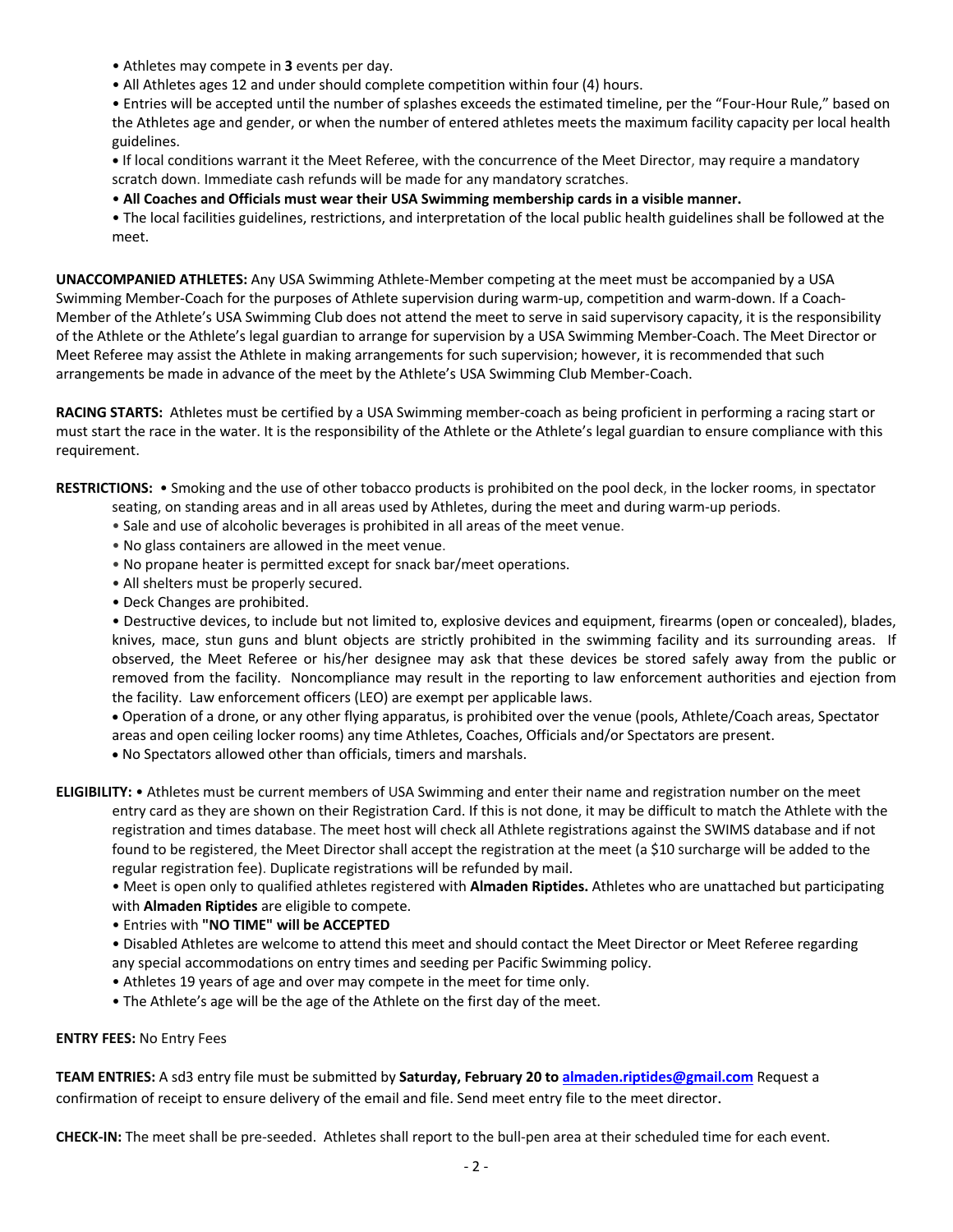- Athletes may compete in **3** events per day.
- All Athletes ages 12 and under should complete competition within four (4) hours.
- Entries will be accepted until the number of splashes exceeds the estimated timeline, per the "Four-Hour Rule," based on the Athletes age and gender, or when the number of entered athletes meets the maximum facility capacity per local health guidelines.
- If local conditions warrant it the Meet Referee, with the concurrence of the Meet Director, may require a mandatory scratch down. Immediate cash refunds will be made for any mandatory scratches.
- **All Coaches and Officials must wear their USA Swimming membership cards in a visible manner.**
- The local facilities guidelines, restrictions, and interpretation of the local public health guidelines shall be followed at the meet.

**UNACCOMPANIED ATHLETES:** Any USA Swimming Athlete-Member competing at the meet must be accompanied by a USA Swimming Member-Coach for the purposes of Athlete supervision during warm-up, competition and warm-down. If a Coach-Member of the Athlete's USA Swimming Club does not attend the meet to serve in said supervisory capacity, it is the responsibility of the Athlete or the Athlete's legal guardian to arrange for supervision by a USA Swimming Member-Coach. The Meet Director or Meet Referee may assist the Athlete in making arrangements for such supervision; however, it is recommended that such arrangements be made in advance of the meet by the Athlete's USA Swimming Club Member-Coach.

**RACING STARTS:** Athletes must be certified by a USA Swimming member-coach as being proficient in performing a racing start or must start the race in the water. It is the responsibility of the Athlete or the Athlete's legal guardian to ensure compliance with this requirement.

**RESTRICTIONS:**
- Smoking and the use of other tobacco products is prohibited on the pool deck, in the locker rooms, in spectator seating, on standing areas and in all areas used by Athletes, during the meet and during warm-up periods.
- Sale and use of alcoholic beverages is prohibited in all areas of the meet venue.
- No glass containers are allowed in the meet venue.
- No propane heater is permitted except for snack bar/meet operations.
- All shelters must be properly secured.
- Deck Changes are prohibited.
- Destructive devices, to include but not limited to, explosive devices and equipment, firearms (open or concealed), blades, knives, mace, stun guns and blunt objects are strictly prohibited in the swimming facility and its surrounding areas. If observed, the Meet Referee or his/her designee may ask that these devices be stored safely away from the public or removed from the facility. Noncompliance may result in the reporting to law enforcement authorities and ejection from the facility. Law enforcement officers (LEO) are exempt per applicable laws.
- Operation of a drone, or any other flying apparatus, is prohibited over the venue (pools, Athlete/Coach areas, Spectator areas and open ceiling locker rooms) any time Athletes, Coaches, Officials and/or Spectators are present.
- No Spectators allowed other than officials, timers and marshals.

**ELIGIBILITY:**
- Athletes must be current members of USA Swimming and enter their name and registration number on the meet entry card as they are shown on their Registration Card. If this is not done, it may be difficult to match the Athlete with the registration and times database. The meet host will check all Athlete registrations against the SWIMS database and if not found to be registered, the Meet Director shall accept the registration at the meet (a $10 surcharge will be added to the regular registration fee). Duplicate registrations will be refunded by mail.
- Meet is open only to qualified athletes registered with **Almaden Riptides.** Athletes who are unattached but participating with **Almaden Riptides** are eligible to compete.
- Entries with **"NO TIME" will be ACCEPTED**
- Disabled Athletes are welcome to attend this meet and should contact the Meet Director or Meet Referee regarding any special accommodations on entry times and seeding per Pacific Swimming policy.
- Athletes 19 years of age and over may compete in the meet for time only.
- The Athlete's age will be the age of the Athlete on the first day of the meet.

**ENTRY FEES:** No Entry Fees

**TEAM ENTRIES:** A sd3 entry file must be submitted by **Saturday, February 20 to almaden.riptides@gmail.com** Request a confirmation of receipt to ensure delivery of the email and file. Send meet entry file to the meet director.

**CHECK-IN:** The meet shall be pre-seeded. Athletes shall report to the bull-pen area at their scheduled time for each event.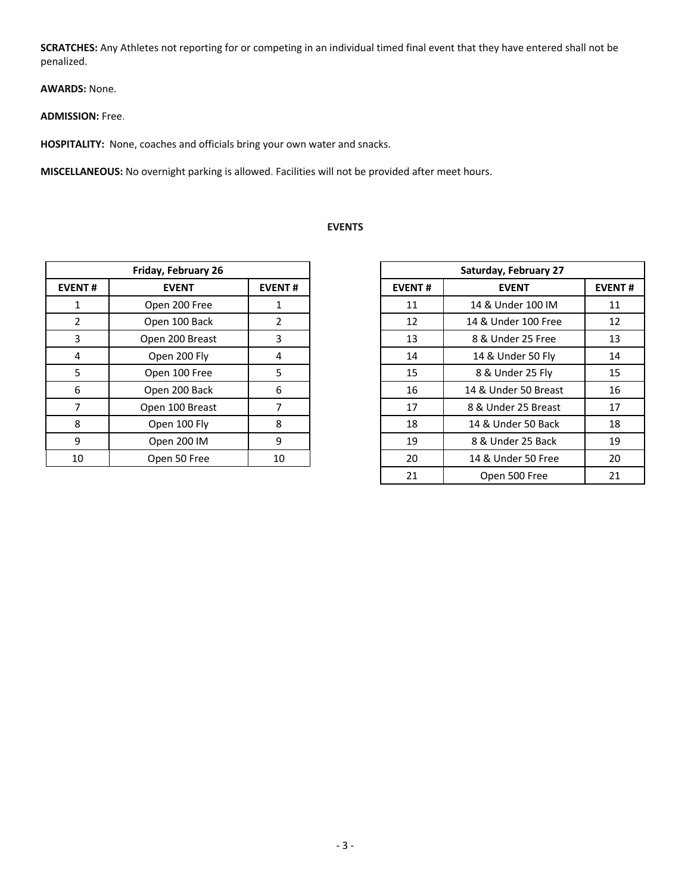**SCRATCHES:** Any Athletes not reporting for or competing in an individual timed final event that they have entered shall not be penalized.

**AWARDS:** None.

**ADMISSION:** Free.

**HOSPITALITY:** None, coaches and officials bring your own water and snacks.

**MISCELLANEOUS:** No overnight parking is allowed. Facilities will not be provided after meet hours.

## EVENTS

| Friday, February 26 | | |
|---|---|---|
| **EVENT #** | **EVENT** | **EVENT #** |
| 1 | Open 200 Free | 1 |
| 2 | Open 100 Back | 2 |
| 3 | Open 200 Breast | 3 |
| 4 | Open 200 Fly | 4 |
| 5 | Open 100 Free | 5 |
| 6 | Open 200 Back | 6 |
| 7 | Open 100 Breast | 7 |
| 8 | Open 100 Fly | 8 |
| 9 | Open 200 IM | 9 |
| 10 | Open 50 Free | 10 |

| Saturday, February 27 | | |
|---|---|---|
| **EVENT #** | **EVENT** | **EVENT #** |
| 11 | 14 & Under 100 IM | 11 |
| 12 | 14 & Under 100 Free | 12 |
| 13 | 8 & Under 25 Free | 13 |
| 14 | 14 & Under 50 Fly | 14 |
| 15 | 8 & Under 25 Fly | 15 |
| 16 | 14 & Under 50 Breast | 16 |
| 17 | 8 & Under 25 Breast | 17 |
| 18 | 14 & Under 50 Back | 18 |
| 19 | 8 & Under 25 Back | 19 |
| 20 | 14 & Under 50 Free | 20 |
| 21 | Open 500 Free | 21 |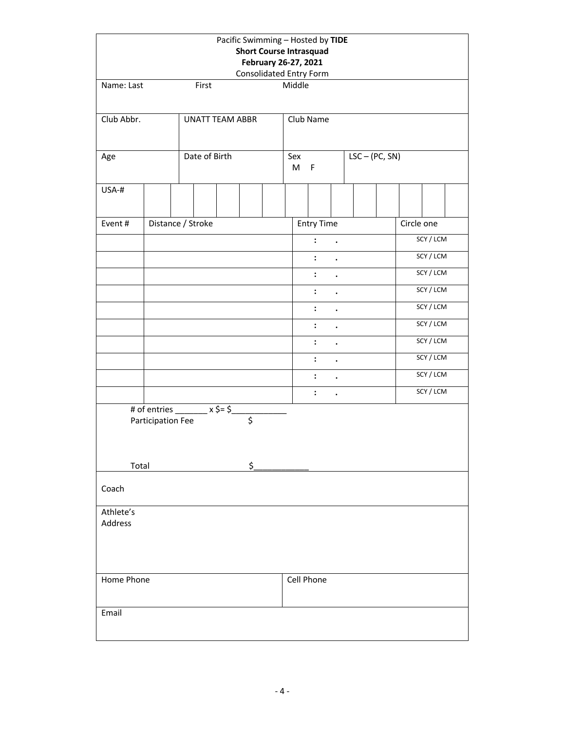Pacific Swimming – Hosted by **TIDE**

**Short Course Intrasquad**

**February 26-27, 2021**

Consolidated Entry Form

| | | | |
|---|---|---|---|
| Name: Last | First | Middle | |
| Club Abbr. | UNATT TEAM ABBR | Club Name | |
| Age | Date of Birth | Sex<br>M F | LSC – (PC, SN) |

| | | | | | | | | | | | | | |
|---|---|---|---|---|---|---|---|---|---|---|---|---|---|
| USA-# | | | | | | | | | | | | | |

| Event # | Distance / Stroke | Entry Time | Circle one |
|---|---|---|---|
| | | : . | SCY / LCM |
| | | : . | SCY / LCM |
| | | : . | SCY / LCM |
| | | : . | SCY / LCM |
| | | : . | SCY / LCM |
| | | : . | SCY / LCM |
| | | : . | SCY / LCM |
| | | : . | SCY / LCM |
| | | : . | SCY / LCM |
| | | : . | SCY / LCM |

# of entries _______ x $= $____________

Participation Fee $

Total $____________

Coach

Athlete's Address

| | |
|---|---|
| Home Phone | Cell Phone |

Email